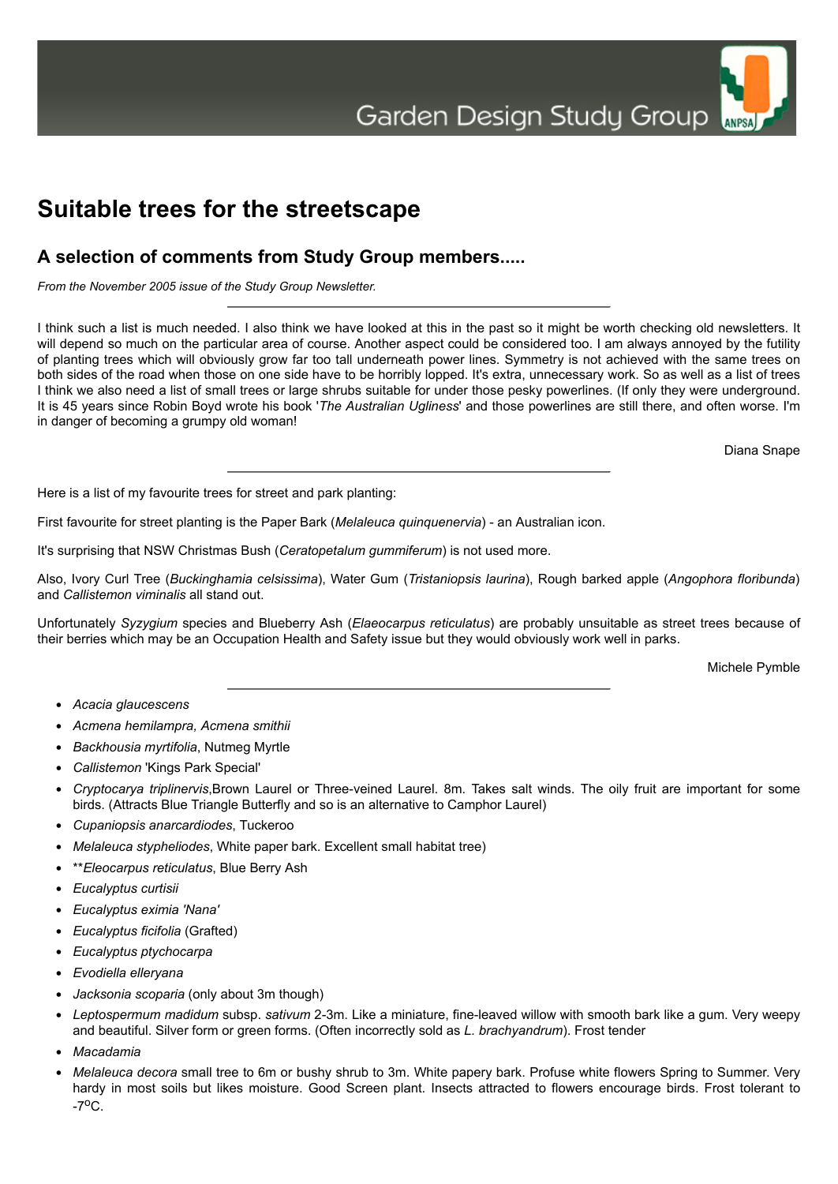Garden Design Study Group

# Suitable trees for the streetscape

## A selection of comments from Study Group members.....

*From the November 2005 issue of the Study Group Newsletter.*

---

I think such a list is much needed. I also think we have looked at this in the past so it might be worth checking old newsletters. It will depend so much on the particular area of course. Another aspect could be considered too. I am always annoyed by the futility of planting trees which will obviously grow far too tall underneath power lines. Symmetry is not achieved with the same trees on both sides of the road when those on one side have to be horribly lopped. It's extra, unnecessary work. So as well as a list of trees I think we also need a list of small trees or large shrubs suitable for under those pesky powerlines. (If only they were underground. It is 45 years since Robin Boyd wrote his book '*The Australian Ugliness*' and those powerlines are still there, and often worse. I'm in danger of becoming a grumpy old woman!

Diana Snape

---

Here is a list of my favourite trees for street and park planting:

First favourite for street planting is the Paper Bark (*Melaleuca quinquenervia*) - an Australian icon.

It's surprising that NSW Christmas Bush (*Ceratopetalum gummiferum*) is not used more.

Also, Ivory Curl Tree (*Buckinghamia celsissima*), Water Gum (*Tristaniopsis laurina*), Rough barked apple (*Angophora floribunda*) and *Callistemon viminalis* all stand out.

Unfortunately *Syzygium* species and Blueberry Ash (*Elaeocarpus reticulatus*) are probably unsuitable as street trees because of their berries which may be an Occupation Health and Safety issue but they would obviously work well in parks.

Michele Pymble

---

- *Acacia glaucescens*
- *Acmena hemilampra, Acmena smithii*
- *Backhousia myrtifolia*, Nutmeg Myrtle
- *Callistemon* 'Kings Park Special'
- *Cryptocarya triplinervis*,Brown Laurel or Three-veined Laurel. 8m. Takes salt winds. The oily fruit are important for some birds. (Attracts Blue Triangle Butterfly and so is an alternative to Camphor Laurel)
- *Cupaniopsis anarcardiodes*, Tuckeroo
- *Melaleuca stypheliodes*, White paper bark. Excellent small habitat tree)
- ***Eleocarpus reticulatus*, Blue Berry Ash
- *Eucalyptus curtisii*
- *Eucalyptus eximia 'Nana'*
- *Eucalyptus ficifolia* (Grafted)
- *Eucalyptus ptychocarpa*
- *Evodiella elleryana*
- *Jacksonia scoparia* (only about 3m though)
- *Leptospermum madidum* subsp. *sativum* 2-3m. Like a miniature, fine-leaved willow with smooth bark like a gum. Very weepy and beautiful. Silver form or green forms. (Often incorrectly sold as *L. brachyandrum*). Frost tender
- *Macadamia*
- *Melaleuca decora* small tree to 6m or bushy shrub to 3m. White papery bark. Profuse white flowers Spring to Summer. Very hardy in most soils but likes moisture. Good Screen plant. Insects attracted to flowers encourage birds. Frost tolerant to -7$^{o}$C.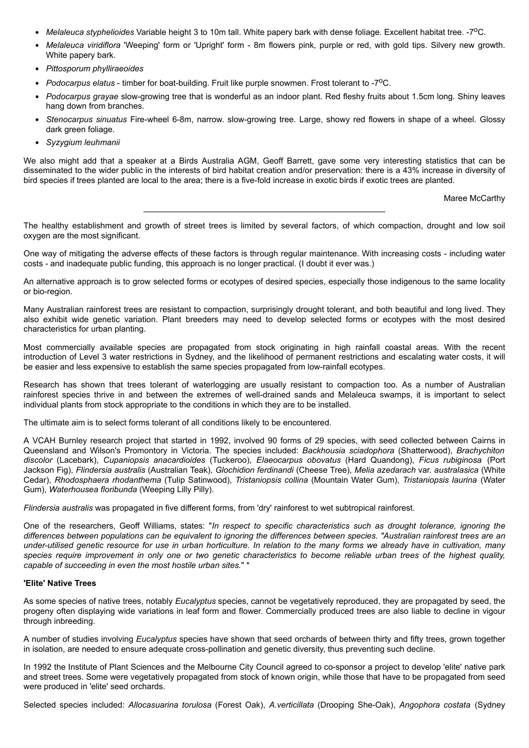- *Melaleuca styphelioides* Variable height 3 to 10m tall. White papery bark with dense foliage. Excellent habitat tree. -7$^{o}$C.
- *Melaleuca viridiflora* 'Weeping' form or 'Upright' form - 8m flowers pink, purple or red, with gold tips. Silvery new growth. White papery bark.
- *Pittosporum phylliraeoides*
- *Podocarpus elatus* - timber for boat-building. Fruit like purple snowmen. Frost tolerant to -7$^{o}$C.
- *Podocarpus grayae* slow-growing tree that is wonderful as an indoor plant. Red fleshy fruits about 1.5cm long. Shiny leaves hang down from branches.
- *Stenocarpus sinuatus* Fire-wheel 6-8m, narrow. slow-growing tree. Large, showy red flowers in shape of a wheel. Glossy dark green foliage.
- *Syzygium leuhmanii*

We also might add that a speaker at a Birds Australia AGM, Geoff Barrett, gave some very interesting statistics that can be disseminated to the wider public in the interests of bird habitat creation and/or preservation: there is a 43% increase in diversity of bird species if trees planted are local to the area; there is a five-fold increase in exotic birds if exotic trees are planted.

Maree McCarthy

---

The healthy establishment and growth of street trees is limited by several factors, of which compaction, drought and low soil oxygen are the most significant.

One way of mitigating the adverse effects of these factors is through regular maintenance. With increasing costs - including water costs - and inadequate public funding, this approach is no longer practical. (I doubt it ever was.)

An alternative approach is to grow selected forms or ecotypes of desired species, especially those indigenous to the same locality or bio-region.

Many Australian rainforest trees are resistant to compaction, surprisingly drought tolerant, and both beautiful and long lived. They also exhibit wide genetic variation. Plant breeders may need to develop selected forms or ecotypes with the most desired characteristics for urban planting.

Most commercially available species are propagated from stock originating in high rainfall coastal areas. With the recent introduction of Level 3 water restrictions in Sydney, and the likelihood of permanent restrictions and escalating water costs, it will be easier and less expensive to establish the same species propagated from low-rainfall ecotypes.

Research has shown that trees tolerant of waterlogging are usually resistant to compaction too. As a number of Australian rainforest species thrive in and between the extremes of well-drained sands and Melaleuca swamps, it is important to select individual plants from stock appropriate to the conditions in which they are to be installed.

The ultimate aim is to select forms tolerant of all conditions likely to be encountered.

A VCAH Burnley research project that started in 1992, involved 90 forms of 29 species, with seed collected between Cairns in Queensland and Wilson's Promontory in Victoria. The species included: *Backhousia sciadophora* (Shatterwood), *Brachychiton discolor* (Lacebark), *Cupaniopsis anacardioides* (Tuckeroo), *Elaeocarpus obovatus* (Hard Quandong), *Ficus rubiginosa* (Port Jackson Fig), *Flindersia australis* (Australian Teak), *Glochidion ferdinandi* (Cheese Tree), *Melia azedarach* var. *australasica* (White Cedar), *Rhodosphaera rhodanthema* (Tulip Satinwood), *Tristaniopsis collina* (Mountain Water Gum), *Tristaniopsis laurina* (Water Gum), *Waterhousea floribunda* (Weeping Lilly Pilly).

*Flindersia australis* was propagated in five different forms, from 'dry' rainforest to wet subtropical rainforest.

One of the researchers, Geoff Williams, states: "*In respect to specific characteristics such as drought tolerance, ignoring the differences between populations can be equivalent to ignoring the differences between species. "Australian rainforest trees are an under-utilised genetic resource for use in urban horticulture. In relation to the many forms we already have in cultivation, many species require improvement in only one or two genetic characteristics to become reliable urban trees of the highest quality, capable of succeeding in even the most hostile urban sites.*" *

**'Elite' Native Trees**

As some species of native trees, notably *Eucalyptus* species, cannot be vegetatively reproduced, they are propagated by seed, the progeny often displaying wide variations in leaf form and flower. Commercially produced trees are also liable to decline in vigour through inbreeding.

A number of studies involving *Eucalyptus* species have shown that seed orchards of between thirty and fifty trees, grown together in isolation, are needed to ensure adequate cross-pollination and genetic diversity, thus preventing such decline.

In 1992 the Institute of Plant Sciences and the Melbourne City Council agreed to co-sponsor a project to develop 'elite' native park and street trees. Some were vegetatively propagated from stock of known origin, while those that have to be propagated from seed were produced in 'elite' seed orchards.

Selected species included: *Allocasuarina torulosa* (Forest Oak), *A.verticillata* (Drooping She-Oak), *Angophora costata* (Sydney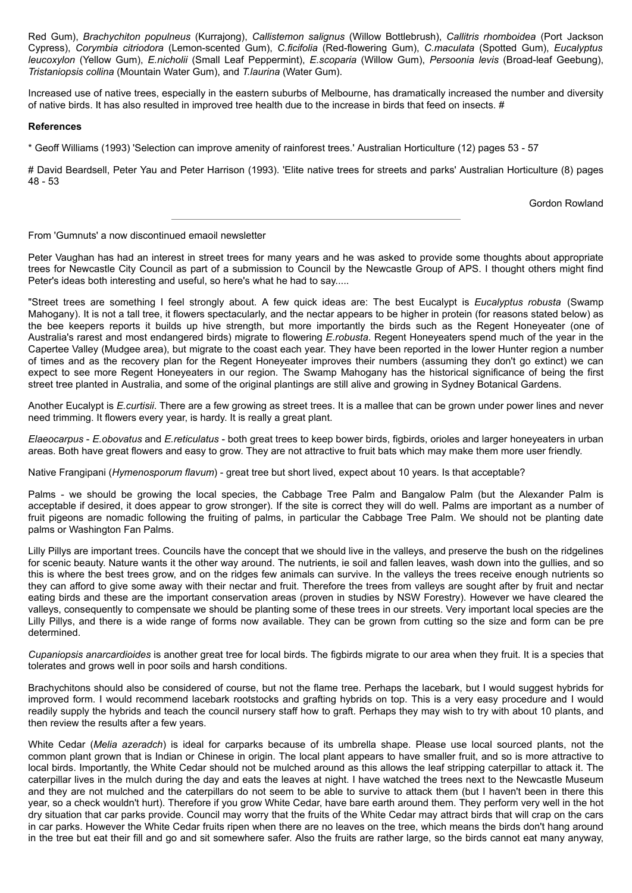Red Gum), *Brachychiton populneus* (Kurrajong), *Callistemon salignus* (Willow Bottlebrush), *Callitris rhomboidea* (Port Jackson Cypress), *Corymbia citriodora* (Lemon-scented Gum), *C.ficifolia* (Red-flowering Gum), *C.maculata* (Spotted Gum), *Eucalyptus leucoxylon* (Yellow Gum), *E.nicholii* (Small Leaf Peppermint), *E.scoparia* (Willow Gum), *Persoonia levis* (Broad-leaf Geebung), *Tristaniopsis collina* (Mountain Water Gum), and *T.laurina* (Water Gum).

Increased use of native trees, especially in the eastern suburbs of Melbourne, has dramatically increased the number and diversity of native birds. It has also resulted in improved tree health due to the increase in birds that feed on insects. #

**References**

* Geoff Williams (1993) 'Selection can improve amenity of rainforest trees.' Australian Horticulture (12) pages 53 - 57

# David Beardsell, Peter Yau and Peter Harrison (1993). 'Elite native trees for streets and parks' Australian Horticulture (8) pages 48 - 53

Gordon Rowland

---

From 'Gumnuts' a now discontinued emaoil newsletter

Peter Vaughan has had an interest in street trees for many years and he was asked to provide some thoughts about appropriate trees for Newcastle City Council as part of a submission to Council by the Newcastle Group of APS. I thought others might find Peter's ideas both interesting and useful, so here's what he had to say.....

"Street trees are something I feel strongly about. A few quick ideas are: The best Eucalypt is *Eucalyptus robusta* (Swamp Mahogany). It is not a tall tree, it flowers spectacularly, and the nectar appears to be higher in protein (for reasons stated below) as the bee keepers reports it builds up hive strength, but more importantly the birds such as the Regent Honeyeater (one of Australia's rarest and most endangered birds) migrate to flowering *E.robusta*. Regent Honeyeaters spend much of the year in the Capertee Valley (Mudgee area), but migrate to the coast each year. They have been reported in the lower Hunter region a number of times and as the recovery plan for the Regent Honeyeater improves their numbers (assuming they don't go extinct) we can expect to see more Regent Honeyeaters in our region. The Swamp Mahogany has the historical significance of being the first street tree planted in Australia, and some of the original plantings are still alive and growing in Sydney Botanical Gardens.

Another Eucalypt is *E.curtisii*. There are a few growing as street trees. It is a mallee that can be grown under power lines and never need trimming. It flowers every year, is hardy. It is really a great plant.

*Elaeocarpus* - *E.obovatus* and *E.reticulatus* - both great trees to keep bower birds, figbirds, orioles and larger honeyeaters in urban areas. Both have great flowers and easy to grow. They are not attractive to fruit bats which may make them more user friendly.

Native Frangipani (*Hymenosporum flavum*) - great tree but short lived, expect about 10 years. Is that acceptable?

Palms - we should be growing the local species, the Cabbage Tree Palm and Bangalow Palm (but the Alexander Palm is acceptable if desired, it does appear to grow stronger). If the site is correct they will do well. Palms are important as a number of fruit pigeons are nomadic following the fruiting of palms, in particular the Cabbage Tree Palm. We should not be planting date palms or Washington Fan Palms.

Lilly Pillys are important trees. Councils have the concept that we should live in the valleys, and preserve the bush on the ridgelines for scenic beauty. Nature wants it the other way around. The nutrients, ie soil and fallen leaves, wash down into the gullies, and so this is where the best trees grow, and on the ridges few animals can survive. In the valleys the trees receive enough nutrients so they can afford to give some away with their nectar and fruit. Therefore the trees from valleys are sought after by fruit and nectar eating birds and these are the important conservation areas (proven in studies by NSW Forestry). However we have cleared the valleys, consequently to compensate we should be planting some of these trees in our streets. Very important local species are the Lilly Pillys, and there is a wide range of forms now available. They can be grown from cutting so the size and form can be pre determined.

*Cupaniopsis anarcardioides* is another great tree for local birds. The figbirds migrate to our area when they fruit. It is a species that tolerates and grows well in poor soils and harsh conditions.

Brachychitons should also be considered of course, but not the flame tree. Perhaps the lacebark, but I would suggest hybrids for improved form. I would recommend lacebark rootstocks and grafting hybrids on top. This is a very easy procedure and I would readily supply the hybrids and teach the council nursery staff how to graft. Perhaps they may wish to try with about 10 plants, and then review the results after a few years.

White Cedar (*Melia azeradch*) is ideal for carparks because of its umbrella shape. Please use local sourced plants, not the common plant grown that is Indian or Chinese in origin. The local plant appears to have smaller fruit, and so is more attractive to local birds. Importantly, the White Cedar should not be mulched around as this allows the leaf stripping caterpillar to attack it. The caterpillar lives in the mulch during the day and eats the leaves at night. I have watched the trees next to the Newcastle Museum and they are not mulched and the caterpillars do not seem to be able to survive to attack them (but I haven't been in there this year, so a check wouldn't hurt). Therefore if you grow White Cedar, have bare earth around them. They perform very well in the hot dry situation that car parks provide. Council may worry that the fruits of the White Cedar may attract birds that will crap on the cars in car parks. However the White Cedar fruits ripen when there are no leaves on the tree, which means the birds don't hang around in the tree but eat their fill and go and sit somewhere safer. Also the fruits are rather large, so the birds cannot eat many anyway,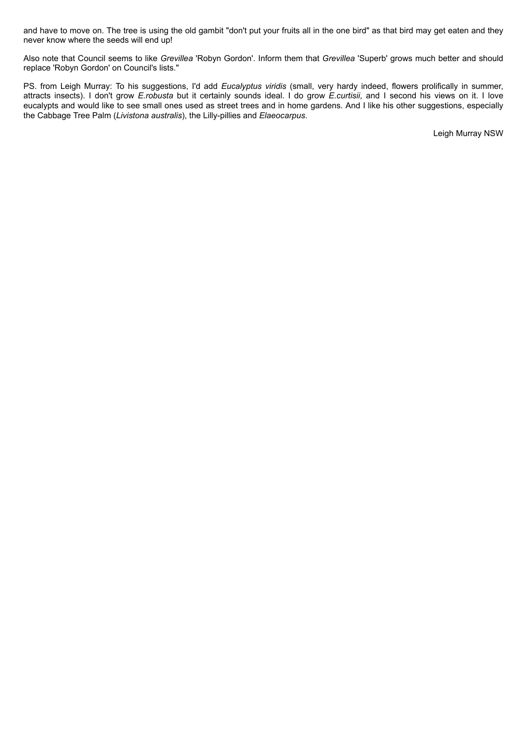and have to move on. The tree is using the old gambit "don't put your fruits all in the one bird" as that bird may get eaten and they never know where the seeds will end up!

Also note that Council seems to like *Grevillea* 'Robyn Gordon'. Inform them that *Grevillea* 'Superb' grows much better and should replace 'Robyn Gordon' on Council's lists."

PS. from Leigh Murray: To his suggestions, I'd add *Eucalyptus viridis* (small, very hardy indeed, flowers prolifically in summer, attracts insects). I don't grow *E.robusta* but it certainly sounds ideal. I do grow *E.curtisii*, and I second his views on it. I love eucalypts and would like to see small ones used as street trees and in home gardens. And I like his other suggestions, especially the Cabbage Tree Palm (*Livistona australis*), the Lilly-pillies and *Elaeocarpus*.

Leigh Murray NSW